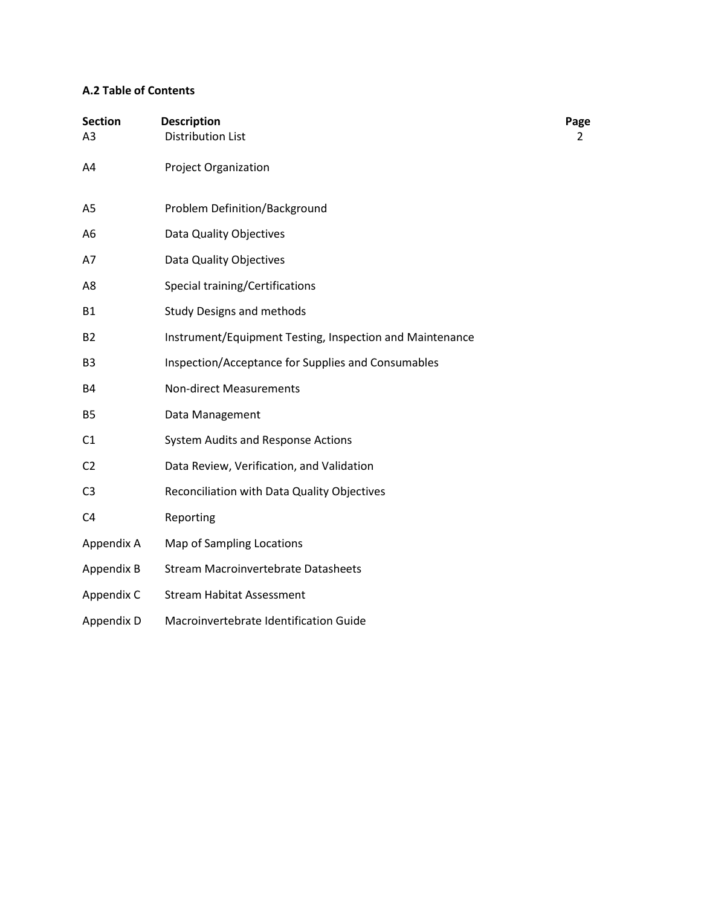### A.2 Table of Contents

| Section | Description | Page |
|---|---|---|
| A3 | Distribution List | 2 |
| A4 | Project Organization | |
| A5 | Problem Definition/Background | |
| A6 | Data Quality Objectives | |
| A7 | Data Quality Objectives | |
| A8 | Special training/Certifications | |
| B1 | Study Designs and methods | |
| B2 | Instrument/Equipment Testing, Inspection and Maintenance | |
| B3 | Inspection/Acceptance for Supplies and Consumables | |
| B4 | Non-direct Measurements | |
| B5 | Data Management | |
| C1 | System Audits and Response Actions | |
| C2 | Data Review, Verification, and Validation | |
| C3 | Reconciliation with Data Quality Objectives | |
| C4 | Reporting | |
| Appendix A | Map of Sampling Locations | |
| Appendix B | Stream Macroinvertebrate Datasheets | |
| Appendix C | Stream Habitat Assessment | |
| Appendix D | Macroinvertebrate Identification Guide | |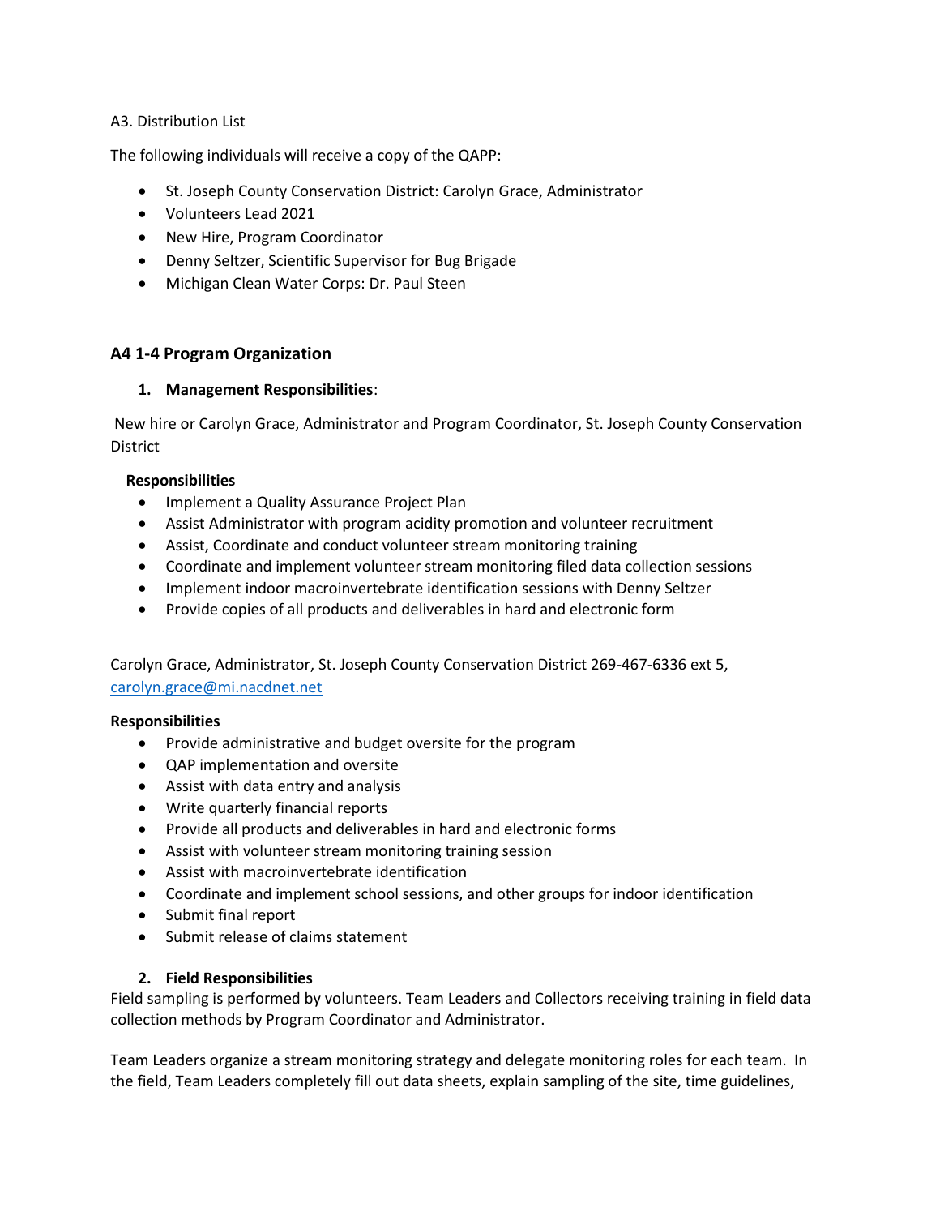A3. Distribution List

The following individuals will receive a copy of the QAPP:

- St. Joseph County Conservation District: Carolyn Grace, Administrator
- Volunteers Lead 2021
- New Hire, Program Coordinator
- Denny Seltzer, Scientific Supervisor for Bug Brigade
- Michigan Clean Water Corps: Dr. Paul Steen

## A4 1-4 Program Organization

1. **Management Responsibilities**:

New hire or Carolyn Grace, Administrator and Program Coordinator, St. Joseph County Conservation District

**Responsibilities**

- Implement a Quality Assurance Project Plan
- Assist Administrator with program acidity promotion and volunteer recruitment
- Assist, Coordinate and conduct volunteer stream monitoring training
- Coordinate and implement volunteer stream monitoring filed data collection sessions
- Implement indoor macroinvertebrate identification sessions with Denny Seltzer
- Provide copies of all products and deliverables in hard and electronic form

Carolyn Grace, Administrator, St. Joseph County Conservation District 269-467-6336 ext 5, carolyn.grace@mi.nacdnet.net

**Responsibilities**

- Provide administrative and budget oversite for the program
- QAP implementation and oversite
- Assist with data entry and analysis
- Write quarterly financial reports
- Provide all products and deliverables in hard and electronic forms
- Assist with volunteer stream monitoring training session
- Assist with macroinvertebrate identification
- Coordinate and implement school sessions, and other groups for indoor identification
- Submit final report
- Submit release of claims statement

2. **Field Responsibilities**

Field sampling is performed by volunteers. Team Leaders and Collectors receiving training in field data collection methods by Program Coordinator and Administrator.

Team Leaders organize a stream monitoring strategy and delegate monitoring roles for each team. In the field, Team Leaders completely fill out data sheets, explain sampling of the site, time guidelines,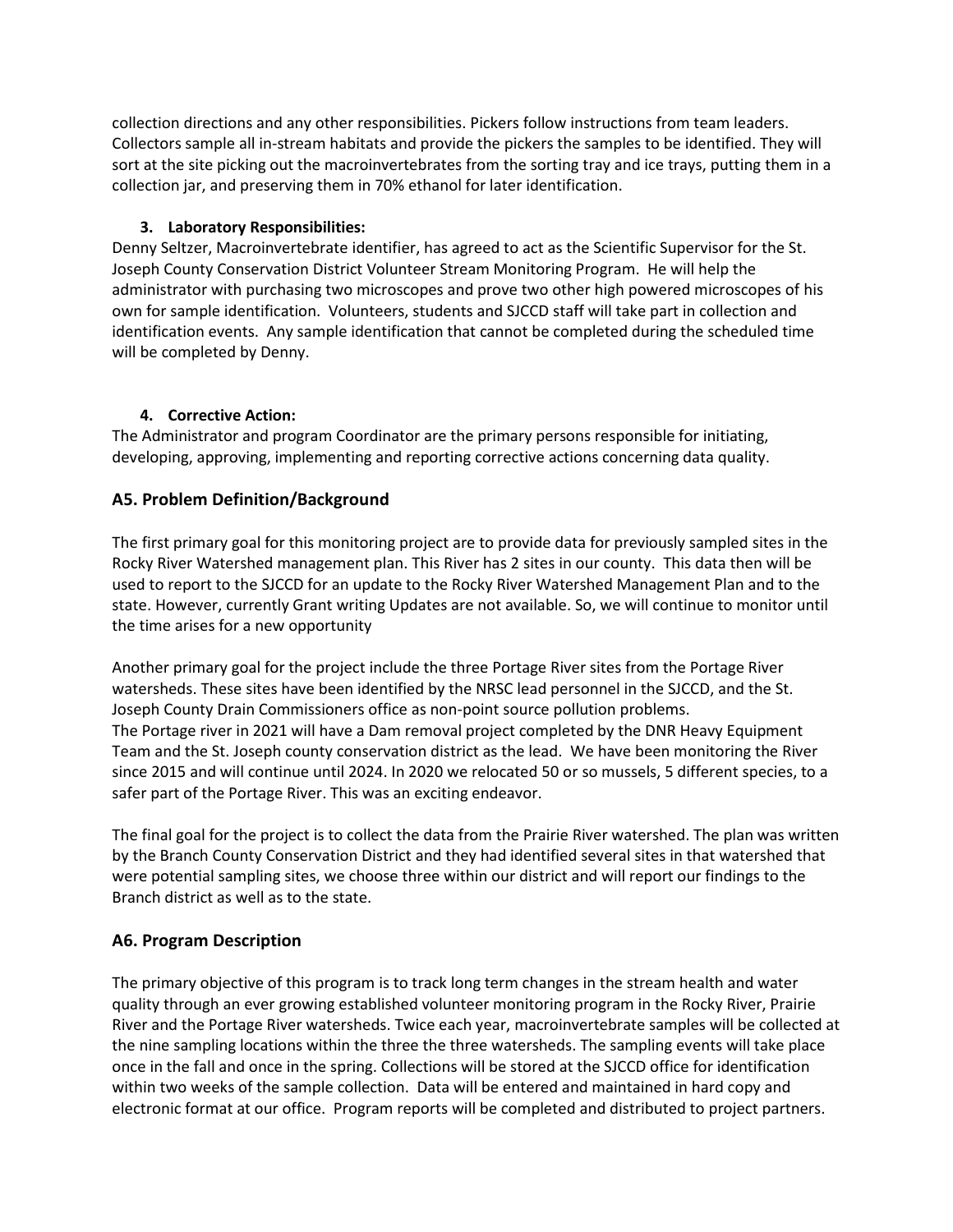collection directions and any other responsibilities. Pickers follow instructions from team leaders. Collectors sample all in-stream habitats and provide the pickers the samples to be identified. They will sort at the site picking out the macroinvertebrates from the sorting tray and ice trays, putting them in a collection jar, and preserving them in 70% ethanol for later identification.

**3. Laboratory Responsibilities:**

Denny Seltzer, Macroinvertebrate identifier, has agreed to act as the Scientific Supervisor for the St. Joseph County Conservation District Volunteer Stream Monitoring Program. He will help the administrator with purchasing two microscopes and prove two other high powered microscopes of his own for sample identification. Volunteers, students and SJCCD staff will take part in collection and identification events. Any sample identification that cannot be completed during the scheduled time will be completed by Denny.

**4. Corrective Action:**

The Administrator and program Coordinator are the primary persons responsible for initiating, developing, approving, implementing and reporting corrective actions concerning data quality.

## A5. Problem Definition/Background

The first primary goal for this monitoring project are to provide data for previously sampled sites in the Rocky River Watershed management plan. This River has 2 sites in our county. This data then will be used to report to the SJCCD for an update to the Rocky River Watershed Management Plan and to the state. However, currently Grant writing Updates are not available. So, we will continue to monitor until the time arises for a new opportunity

Another primary goal for the project include the three Portage River sites from the Portage River watersheds. These sites have been identified by the NRSC lead personnel in the SJCCD, and the St. Joseph County Drain Commissioners office as non-point source pollution problems.
The Portage river in 2021 will have a Dam removal project completed by the DNR Heavy Equipment Team and the St. Joseph county conservation district as the lead. We have been monitoring the River since 2015 and will continue until 2024. In 2020 we relocated 50 or so mussels, 5 different species, to a safer part of the Portage River. This was an exciting endeavor.

The final goal for the project is to collect the data from the Prairie River watershed. The plan was written by the Branch County Conservation District and they had identified several sites in that watershed that were potential sampling sites, we choose three within our district and will report our findings to the Branch district as well as to the state.

## A6. Program Description

The primary objective of this program is to track long term changes in the stream health and water quality through an ever growing established volunteer monitoring program in the Rocky River, Prairie River and the Portage River watersheds. Twice each year, macroinvertebrate samples will be collected at the nine sampling locations within the three the three watersheds. The sampling events will take place once in the fall and once in the spring. Collections will be stored at the SJCCD office for identification within two weeks of the sample collection. Data will be entered and maintained in hard copy and electronic format at our office. Program reports will be completed and distributed to project partners.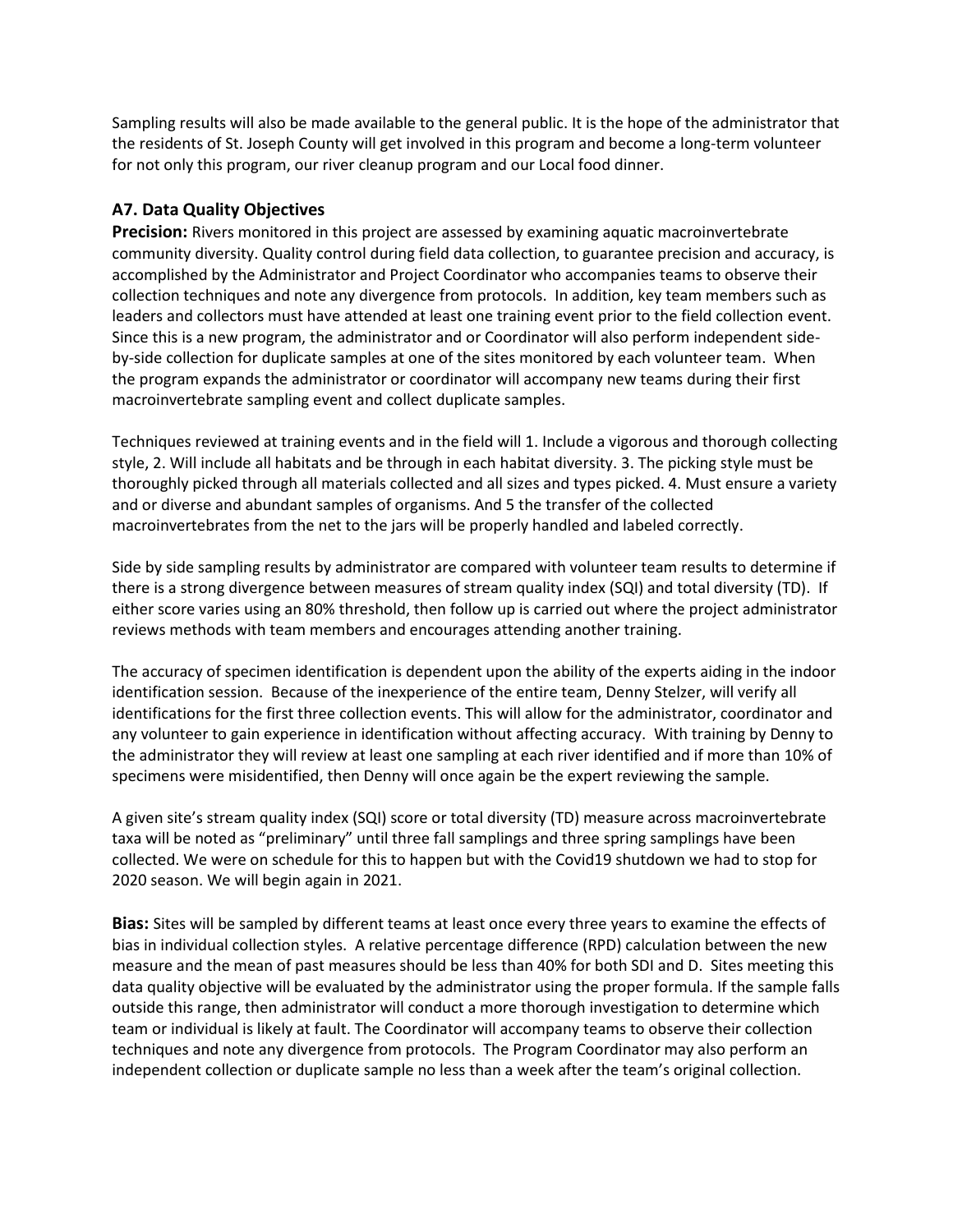Sampling results will also be made available to the general public. It is the hope of the administrator that the residents of St. Joseph County will get involved in this program and become a long-term volunteer for not only this program, our river cleanup program and our Local food dinner.

### A7. Data Quality Objectives

**Precision:** Rivers monitored in this project are assessed by examining aquatic macroinvertebrate community diversity. Quality control during field data collection, to guarantee precision and accuracy, is accomplished by the Administrator and Project Coordinator who accompanies teams to observe their collection techniques and note any divergence from protocols. In addition, key team members such as leaders and collectors must have attended at least one training event prior to the field collection event. Since this is a new program, the administrator and or Coordinator will also perform independent side-by-side collection for duplicate samples at one of the sites monitored by each volunteer team. When the program expands the administrator or coordinator will accompany new teams during their first macroinvertebrate sampling event and collect duplicate samples.

Techniques reviewed at training events and in the field will 1. Include a vigorous and thorough collecting style, 2. Will include all habitats and be through in each habitat diversity. 3. The picking style must be thoroughly picked through all materials collected and all sizes and types picked. 4. Must ensure a variety and or diverse and abundant samples of organisms. And 5 the transfer of the collected macroinvertebrates from the net to the jars will be properly handled and labeled correctly.

Side by side sampling results by administrator are compared with volunteer team results to determine if there is a strong divergence between measures of stream quality index (SQI) and total diversity (TD). If either score varies using an 80% threshold, then follow up is carried out where the project administrator reviews methods with team members and encourages attending another training.

The accuracy of specimen identification is dependent upon the ability of the experts aiding in the indoor identification session. Because of the inexperience of the entire team, Denny Stelzer, will verify all identifications for the first three collection events. This will allow for the administrator, coordinator and any volunteer to gain experience in identification without affecting accuracy. With training by Denny to the administrator they will review at least one sampling at each river identified and if more than 10% of specimens were misidentified, then Denny will once again be the expert reviewing the sample.

A given site's stream quality index (SQI) score or total diversity (TD) measure across macroinvertebrate taxa will be noted as "preliminary" until three fall samplings and three spring samplings have been collected. We were on schedule for this to happen but with the Covid19 shutdown we had to stop for 2020 season. We will begin again in 2021.

**Bias:** Sites will be sampled by different teams at least once every three years to examine the effects of bias in individual collection styles. A relative percentage difference (RPD) calculation between the new measure and the mean of past measures should be less than 40% for both SDI and D. Sites meeting this data quality objective will be evaluated by the administrator using the proper formula. If the sample falls outside this range, then administrator will conduct a more thorough investigation to determine which team or individual is likely at fault. The Coordinator will accompany teams to observe their collection techniques and note any divergence from protocols. The Program Coordinator may also perform an independent collection or duplicate sample no less than a week after the team's original collection.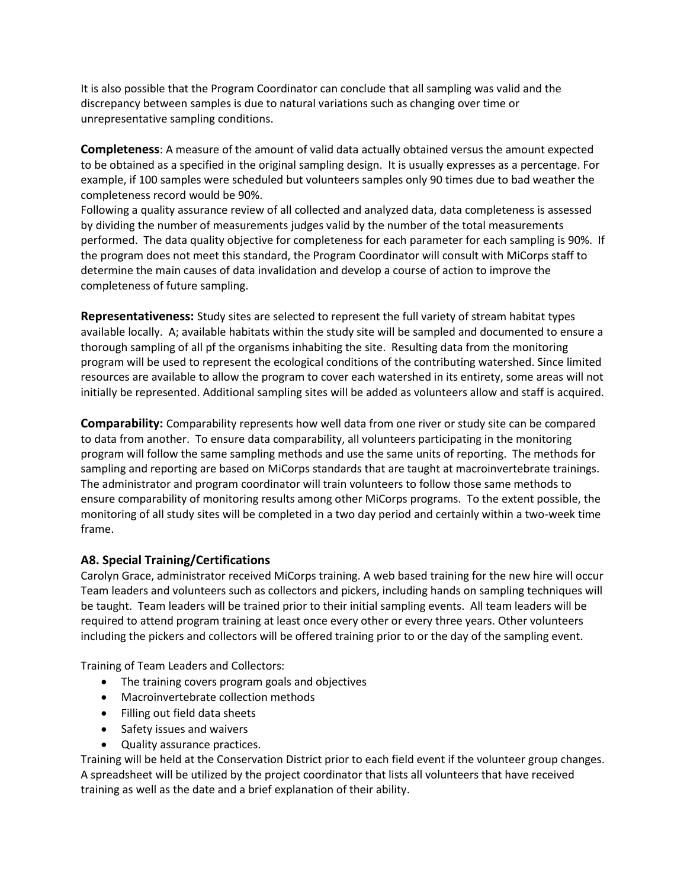It is also possible that the Program Coordinator can conclude that all sampling was valid and the discrepancy between samples is due to natural variations such as changing over time or unrepresentative sampling conditions.

**Completeness**: A measure of the amount of valid data actually obtained versus the amount expected to be obtained as a specified in the original sampling design. It is usually expresses as a percentage. For example, if 100 samples were scheduled but volunteers samples only 90 times due to bad weather the completeness record would be 90%.
Following a quality assurance review of all collected and analyzed data, data completeness is assessed by dividing the number of measurements judges valid by the number of the total measurements performed. The data quality objective for completeness for each parameter for each sampling is 90%. If the program does not meet this standard, the Program Coordinator will consult with MiCorps staff to determine the main causes of data invalidation and develop a course of action to improve the completeness of future sampling.

**Representativeness:** Study sites are selected to represent the full variety of stream habitat types available locally. A; available habitats within the study site will be sampled and documented to ensure a thorough sampling of all pf the organisms inhabiting the site. Resulting data from the monitoring program will be used to represent the ecological conditions of the contributing watershed. Since limited resources are available to allow the program to cover each watershed in its entirety, some areas will not initially be represented. Additional sampling sites will be added as volunteers allow and staff is acquired.

**Comparability:** Comparability represents how well data from one river or study site can be compared to data from another. To ensure data comparability, all volunteers participating in the monitoring program will follow the same sampling methods and use the same units of reporting. The methods for sampling and reporting are based on MiCorps standards that are taught at macroinvertebrate trainings. The administrator and program coordinator will train volunteers to follow those same methods to ensure comparability of monitoring results among other MiCorps programs. To the extent possible, the monitoring of all study sites will be completed in a two day period and certainly within a two-week time frame.

### A8. Special Training/Certifications

Carolyn Grace, administrator received MiCorps training. A web based training for the new hire will occur Team leaders and volunteers such as collectors and pickers, including hands on sampling techniques will be taught. Team leaders will be trained prior to their initial sampling events. All team leaders will be required to attend program training at least once every other or every three years. Other volunteers including the pickers and collectors will be offered training prior to or the day of the sampling event.

Training of Team Leaders and Collectors:

- The training covers program goals and objectives
- Macroinvertebrate collection methods
- Filling out field data sheets
- Safety issues and waivers
- Quality assurance practices.

Training will be held at the Conservation District prior to each field event if the volunteer group changes. A spreadsheet will be utilized by the project coordinator that lists all volunteers that have received training as well as the date and a brief explanation of their ability.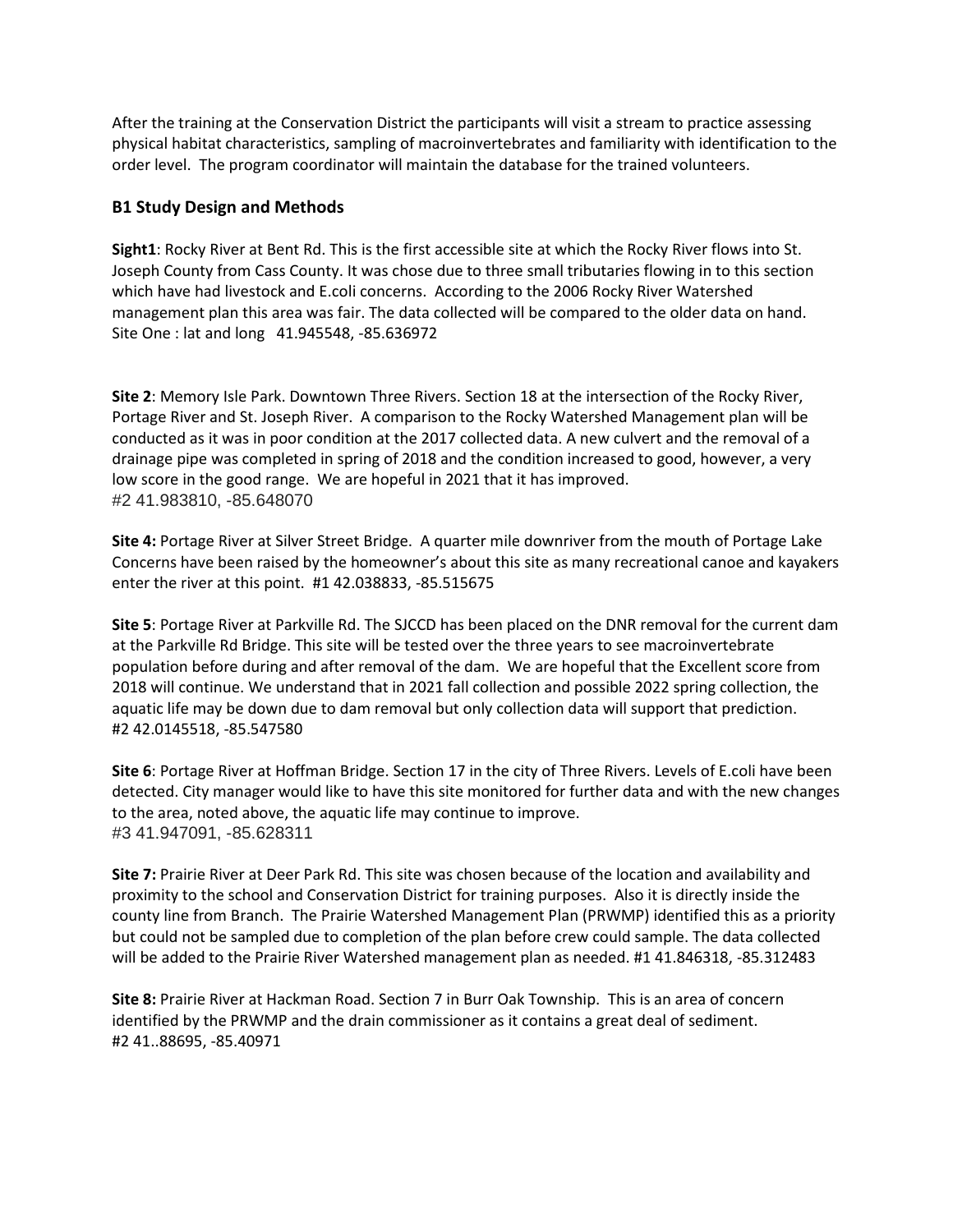After the training at the Conservation District the participants will visit a stream to practice assessing physical habitat characteristics, sampling of macroinvertebrates and familiarity with identification to the order level. The program coordinator will maintain the database for the trained volunteers.

### B1 Study Design and Methods

**Sight1**: Rocky River at Bent Rd. This is the first accessible site at which the Rocky River flows into St. Joseph County from Cass County. It was chose due to three small tributaries flowing in to this section which have had livestock and E.coli concerns. According to the 2006 Rocky River Watershed management plan this area was fair. The data collected will be compared to the older data on hand. Site One : lat and long 41.945548, -85.636972

**Site 2**: Memory Isle Park. Downtown Three Rivers. Section 18 at the intersection of the Rocky River, Portage River and St. Joseph River. A comparison to the Rocky Watershed Management plan will be conducted as it was in poor condition at the 2017 collected data. A new culvert and the removal of a drainage pipe was completed in spring of 2018 and the condition increased to good, however, a very low score in the good range. We are hopeful in 2021 that it has improved.
#2 41.983810, -85.648070

**Site 4:** Portage River at Silver Street Bridge. A quarter mile downriver from the mouth of Portage Lake Concerns have been raised by the homeowner's about this site as many recreational canoe and kayakers enter the river at this point. #1 42.038833, -85.515675

**Site 5**: Portage River at Parkville Rd. The SJCCD has been placed on the DNR removal for the current dam at the Parkville Rd Bridge. This site will be tested over the three years to see macroinvertebrate population before during and after removal of the dam. We are hopeful that the Excellent score from 2018 will continue. We understand that in 2021 fall collection and possible 2022 spring collection, the aquatic life may be down due to dam removal but only collection data will support that prediction.
#2 42.0145518, -85.547580

**Site 6**: Portage River at Hoffman Bridge. Section 17 in the city of Three Rivers. Levels of E.coli have been detected. City manager would like to have this site monitored for further data and with the new changes to the area, noted above, the aquatic life may continue to improve.
#3 41.947091, -85.628311

**Site 7:** Prairie River at Deer Park Rd. This site was chosen because of the location and availability and proximity to the school and Conservation District for training purposes. Also it is directly inside the county line from Branch. The Prairie Watershed Management Plan (PRWMP) identified this as a priority but could not be sampled due to completion of the plan before crew could sample. The data collected will be added to the Prairie River Watershed management plan as needed. #1 41.846318, -85.312483

**Site 8:** Prairie River at Hackman Road. Section 7 in Burr Oak Township. This is an area of concern identified by the PRWMP and the drain commissioner as it contains a great deal of sediment.
#2 41..88695, -85.40971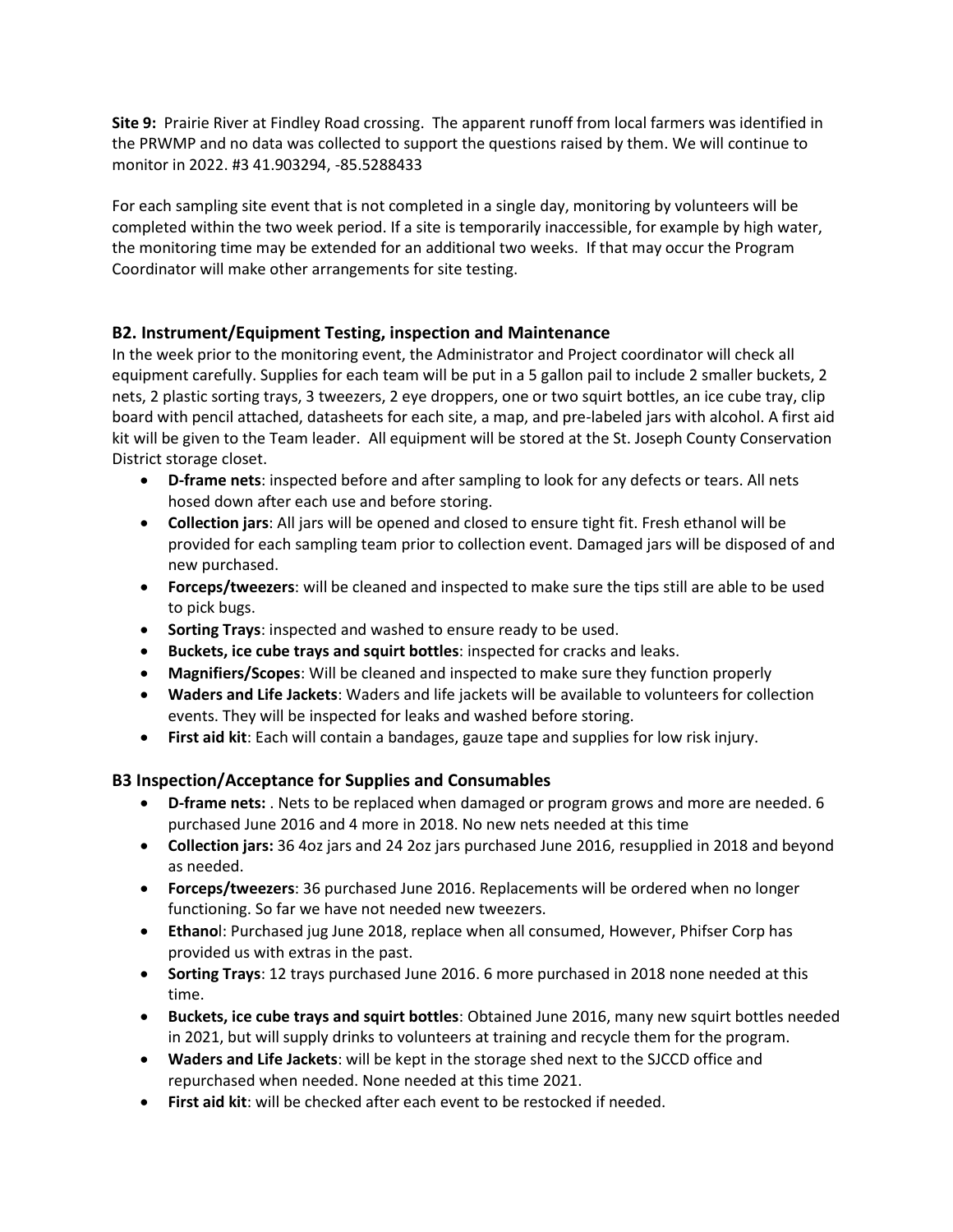**Site 9:** Prairie River at Findley Road crossing. The apparent runoff from local farmers was identified in the PRWMP and no data was collected to support the questions raised by them. We will continue to monitor in 2022. #3 41.903294, -85.5288433

For each sampling site event that is not completed in a single day, monitoring by volunteers will be completed within the two week period. If a site is temporarily inaccessible, for example by high water, the monitoring time may be extended for an additional two weeks. If that may occur the Program Coordinator will make other arrangements for site testing.

### B2. Instrument/Equipment Testing, inspection and Maintenance

In the week prior to the monitoring event, the Administrator and Project coordinator will check all equipment carefully. Supplies for each team will be put in a 5 gallon pail to include 2 smaller buckets, 2 nets, 2 plastic sorting trays, 3 tweezers, 2 eye droppers, one or two squirt bottles, an ice cube tray, clip board with pencil attached, datasheets for each site, a map, and pre-labeled jars with alcohol. A first aid kit will be given to the Team leader. All equipment will be stored at the St. Joseph County Conservation District storage closet.

- **D-frame nets**: inspected before and after sampling to look for any defects or tears. All nets hosed down after each use and before storing.
- **Collection jars**: All jars will be opened and closed to ensure tight fit. Fresh ethanol will be provided for each sampling team prior to collection event. Damaged jars will be disposed of and new purchased.
- **Forceps/tweezers**: will be cleaned and inspected to make sure the tips still are able to be used to pick bugs.
- **Sorting Trays**: inspected and washed to ensure ready to be used.
- **Buckets, ice cube trays and squirt bottles**: inspected for cracks and leaks.
- **Magnifiers/Scopes**: Will be cleaned and inspected to make sure they function properly
- **Waders and Life Jackets**: Waders and life jackets will be available to volunteers for collection events. They will be inspected for leaks and washed before storing.
- **First aid kit**: Each will contain a bandages, gauze tape and supplies for low risk injury.

### B3 Inspection/Acceptance for Supplies and Consumables

- **D-frame nets:** . Nets to be replaced when damaged or program grows and more are needed. 6 purchased June 2016 and 4 more in 2018. No new nets needed at this time
- **Collection jars:** 36 4oz jars and 24 2oz jars purchased June 2016, resupplied in 2018 and beyond as needed.
- **Forceps/tweezers**: 36 purchased June 2016. Replacements will be ordered when no longer functioning. So far we have not needed new tweezers.
- **Ethanol**: Purchased jug June 2018, replace when all consumed, However, Phifser Corp has provided us with extras in the past.
- **Sorting Trays**: 12 trays purchased June 2016. 6 more purchased in 2018 none needed at this time.
- **Buckets, ice cube trays and squirt bottles**: Obtained June 2016, many new squirt bottles needed in 2021, but will supply drinks to volunteers at training and recycle them for the program.
- **Waders and Life Jackets**: will be kept in the storage shed next to the SJCCD office and repurchased when needed. None needed at this time 2021.
- **First aid kit**: will be checked after each event to be restocked if needed.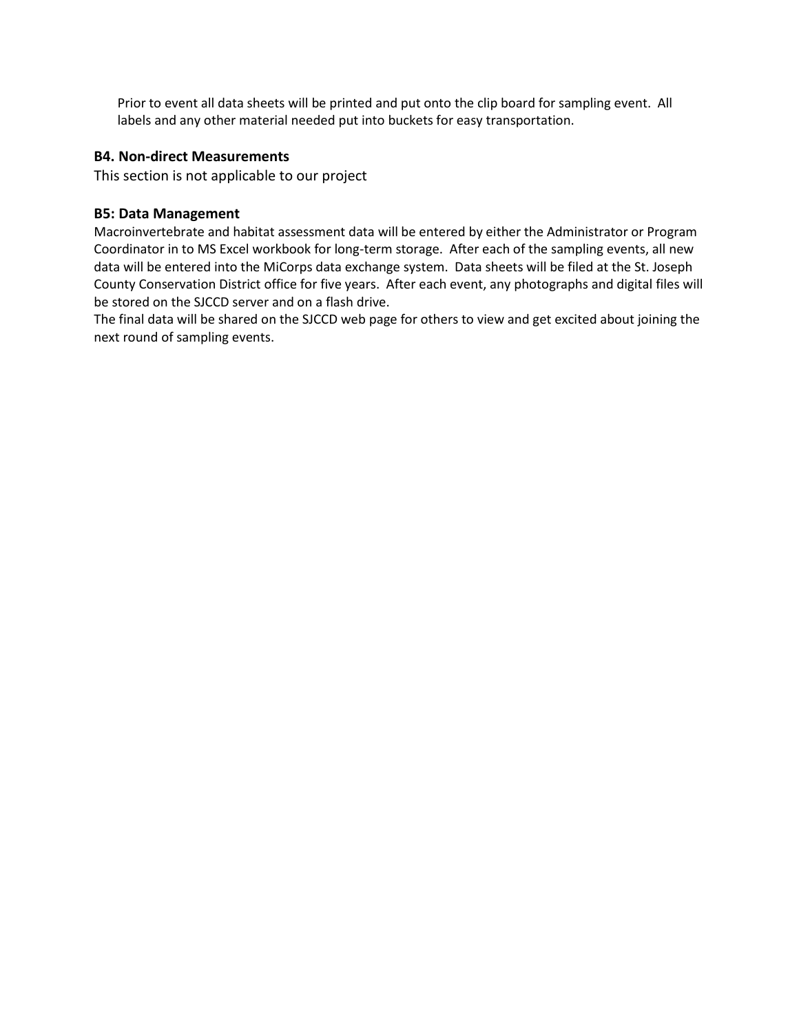Prior to event all data sheets will be printed and put onto the clip board for sampling event. All labels and any other material needed put into buckets for easy transportation.

**B4. Non-direct Measurements**

This section is not applicable to our project

**B5: Data Management**

Macroinvertebrate and habitat assessment data will be entered by either the Administrator or Program Coordinator in to MS Excel workbook for long-term storage. After each of the sampling events, all new data will be entered into the MiCorps data exchange system. Data sheets will be filed at the St. Joseph County Conservation District office for five years. After each event, any photographs and digital files will be stored on the SJCCD server and on a flash drive.

The final data will be shared on the SJCCD web page for others to view and get excited about joining the next round of sampling events.